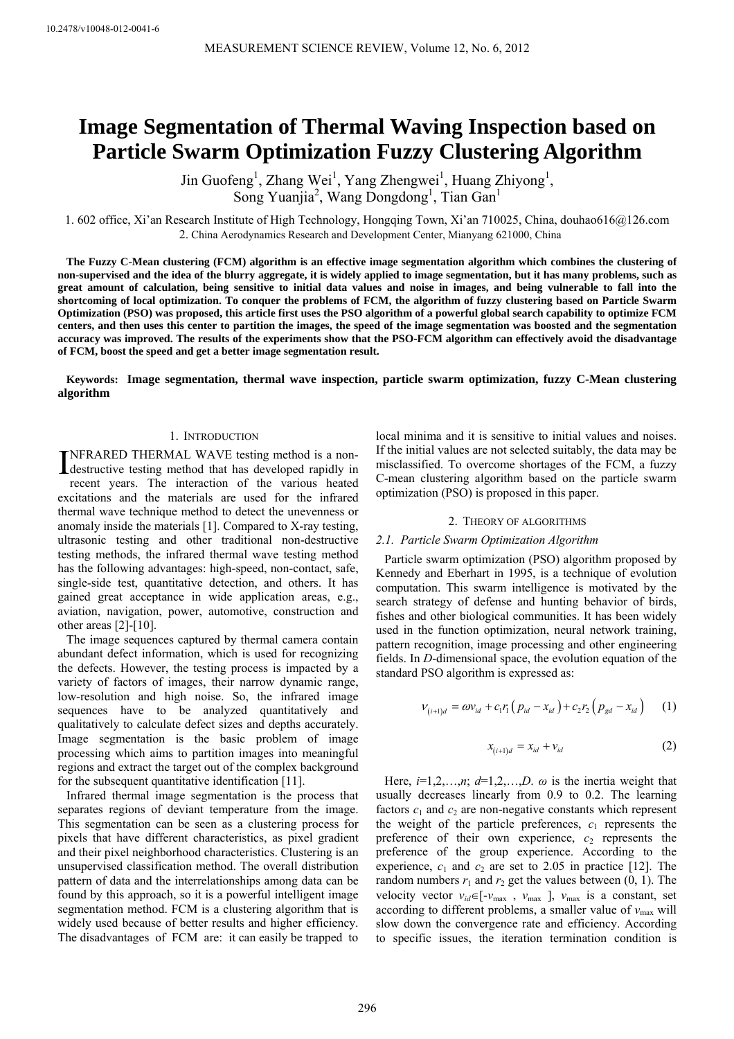# Image Segmentation of Thermal Waving Inspection based on Particle Swarm Optimization Fuzzy Clustering Algorithm

Jin Guofeng[1], Zhang Wei[1], Yang Zhengwei[1], Huang Zhiyong[1], Song Yuanjia[2], Wang Dongdong[1], Tian Gan[1]

1. 602 office, Xi'an Research Institute of High Technology, Hongqing Town, Xi'an 710025, China, douhao616@126.com
2. China Aerodynamics Research and Development Center, Mianyang 621000, China

**The Fuzzy C-Mean clustering (FCM) algorithm is an effective image segmentation algorithm which combines the clustering of non-supervised and the idea of the blurry aggregate, it is widely applied to image segmentation, but it has many problems, such as great amount of calculation, being sensitive to initial data values and noise in images, and being vulnerable to fall into the shortcoming of local optimization. To conquer the problems of FCM, the algorithm of fuzzy clustering based on Particle Swarm Optimization (PSO) was proposed, this article first uses the PSO algorithm of a powerful global search capability to optimize FCM centers, and then uses this center to partition the images, the speed of the image segmentation was boosted and the segmentation accuracy was improved. The results of the experiments show that the PSO-FCM algorithm can effectively avoid the disadvantage of FCM, boost the speed and get a better image segmentation result.**

**Keywords: Image segmentation, thermal wave inspection, particle swarm optimization, fuzzy C-Mean clustering algorithm**

## 1. Introduction

INFRARED THERMAL WAVE testing method is a non-destructive testing method that has developed rapidly in recent years. The interaction of the various heated excitations and the materials are used for the infrared thermal wave technique method to detect the unevenness or anomaly inside the materials [1]. Compared to X-ray testing, ultrasonic testing and other traditional non-destructive testing methods, the infrared thermal wave testing method has the following advantages: high-speed, non-contact, safe, single-side test, quantitative detection, and others. It has gained great acceptance in wide application areas, e.g., aviation, navigation, power, automotive, construction and other areas [2]-[10].

The image sequences captured by thermal camera contain abundant defect information, which is used for recognizing the defects. However, the testing process is impacted by a variety of factors of images, their narrow dynamic range, low-resolution and high noise. So, the infrared image sequences have to be analyzed quantitatively and qualitatively to calculate defect sizes and depths accurately. Image segmentation is the basic problem of image processing which aims to partition images into meaningful regions and extract the target out of the complex background for the subsequent quantitative identification [11].

Infrared thermal image segmentation is the process that separates regions of deviant temperature from the image. This segmentation can be seen as a clustering process for pixels that have different characteristics, as pixel gradient and their pixel neighborhood characteristics. Clustering is an unsupervised classification method. The overall distribution pattern of data and the interrelationships among data can be found by this approach, so it is a powerful intelligent image segmentation method. FCM is a clustering algorithm that is widely used because of better results and higher efficiency. The disadvantages of FCM are: it can easily be trapped to local minima and it is sensitive to initial values and noises. If the initial values are not selected suitably, the data may be misclassified. To overcome shortages of the FCM, a fuzzy C-mean clustering algorithm based on the particle swarm optimization (PSO) is proposed in this paper.

## 2. Theory of algorithms

### 2.1. Particle Swarm Optimization Algorithm

Particle swarm optimization (PSO) algorithm proposed by Kennedy and Eberhart in 1995, is a technique of evolution computation. This swarm intelligence is motivated by the search strategy of defense and hunting behavior of birds, fishes and other biological communities. It has been widely used in the function optimization, neural network training, pattern recognition, image processing and other engineering fields. In $D$-dimensional space, the evolution equation of the standard PSO algorithm is expressed as:

$$v_{(i+1)d} = \omega v_{id} + c_1 r_1 \left( p_{id} - x_{id} \right) + c_2 r_2 \left( p_{gd} - x_{id} \right) \quad (1)$$

$$x_{(i+1)d} = x_{id} + v_{id} \quad (2)$$

Here, $i$=1,2,…,$n$; $d$=1,2,…,$D$. $\omega$ is the inertia weight that usually decreases linearly from 0.9 to 0.2. The learning factors $c_1$ and $c_2$ are non-negative constants which represent the weight of the particle preferences, $c_1$ represents the preference of their own experience, $c_2$ represents the preference of the group experience. According to the experience, $c_1$ and $c_2$ are set to 2.05 in practice [12]. The random numbers $r_1$ and $r_2$ get the values between (0, 1). The velocity vector $v_{id} \in [-v_{\max}, v_{\max}]$, $v_{\max}$ is a constant, set according to different problems, a smaller value of $v_{\max}$ will slow down the convergence rate and efficiency. According to specific issues, the iteration termination condition is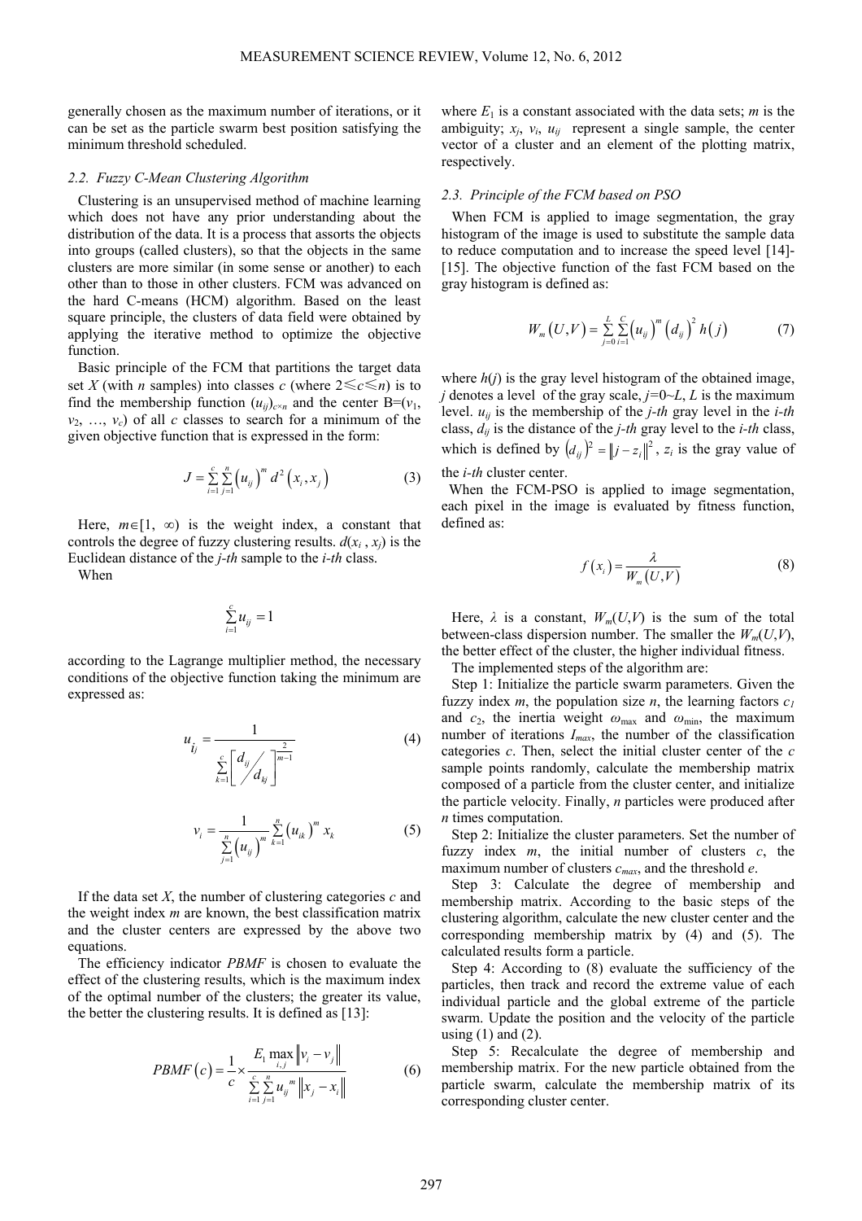generally chosen as the maximum number of iterations, or it can be set as the particle swarm best position satisfying the minimum threshold scheduled.

### 2.2. Fuzzy C-Mean Clustering Algorithm

Clustering is an unsupervised method of machine learning which does not have any prior understanding about the distribution of the data. It is a process that assorts the objects into groups (called clusters), so that the objects in the same clusters are more similar (in some sense or another) to each other than to those in other clusters. FCM was advanced on the hard C-means (HCM) algorithm. Based on the least square principle, the clusters of data field were obtained by applying the iterative method to optimize the objective function.

Basic principle of the FCM that partitions the target data set $X$ (with $n$ samples) into classes $c$ (where $2 \leqslant c \leqslant n$) is to find the membership function $(u_{ij})_{c \times n}$ and the center B=$(v_1, v_2, \ldots, v_c)$ of all $c$ classes to search for a minimum of the given objective function that is expressed in the form:

$$J = \sum_{i=1}^{c} \sum_{j=1}^{n} \left(u_{ij}\right)^m d^2\left(x_i, x_j\right) \tag{3}$$

Here, $m \in [1, \infty)$ is the weight index, a constant that controls the degree of fuzzy clustering results. $d(x_i, x_j)$ is the Euclidean distance of the $j$-$th$ sample to the $i$-$th$ class.

When

$$\sum_{i=1}^{c} u_{ij} = 1$$

according to the Lagrange multiplier method, the necessary conditions of the objective function taking the minimum are expressed as:

$$u_{ij} = \frac{1}{\sum_{k=1}^{c} \left[ d_{ij} \big/ d_{kj} \right]^{\frac{2}{m-1}}} \tag{4}$$

$$v_i = \frac{1}{\sum_{j=1}^{n} \left(u_{ij}\right)^m} \sum_{k=1}^{n} \left(u_{ik}\right)^m x_k \tag{5}$$

If the data set $X$, the number of clustering categories $c$ and the weight index $m$ are known, the best classification matrix and the cluster centers are expressed by the above two equations.

The efficiency indicator $PBMF$ is chosen to evaluate the effect of the clustering results, which is the maximum index of the optimal number of the clusters; the greater its value, the better the clustering results. It is defined as [13]:

$$PBMF(c) = \frac{1}{c} \times \frac{E_1 \max_{i,j} \left\| v_i - v_j \right\|}{\sum_{i=1}^{c} \sum_{j=1}^{n} u_{ij}{}^m \left\| x_j - x_i \right\|} \tag{6}$$

where $E_1$ is a constant associated with the data sets; $m$ is the ambiguity; $x_j$, $v_i$, $u_{ij}$ represent a single sample, the center vector of a cluster and an element of the plotting matrix, respectively.

### 2.3. Principle of the FCM based on PSO

When FCM is applied to image segmentation, the gray histogram of the image is used to substitute the sample data to reduce computation and to increase the speed level [14]-[15]. The objective function of the fast FCM based on the gray histogram is defined as:

$$W_m\left(U, V\right) = \sum_{j=0}^{L} \sum_{i=1}^{C} \left(u_{ij}\right)^m \left(d_{ij}\right)^2 h\left(j\right) \tag{7}$$

where $h(j)$ is the gray level histogram of the obtained image, $j$ denotes a level of the gray scale, $j$=0~$L$, $L$ is the maximum level. $u_{ij}$ is the membership of the $j$-$th$ gray level in the $i$-$th$ class, $d_{ij}$ is the distance of the $j$-$th$ gray level to the $i$-$th$ class, which is defined by $\left(d_{ij}\right)^2 = \left\| j - z_i \right\|^2$, $z_i$ is the gray value of the $i$-$th$ cluster center.

When the FCM-PSO is applied to image segmentation, each pixel in the image is evaluated by fitness function, defined as:

$$f\left(x_i\right) = \frac{\lambda}{W_m\left(U, V\right)} \tag{8}$$

Here, $\lambda$ is a constant, $W_m(U,V)$ is the sum of the total between-class dispersion number. The smaller the $W_m(U,V)$, the better effect of the cluster, the higher individual fitness.

The implemented steps of the algorithm are:

Step 1: Initialize the particle swarm parameters. Given the fuzzy index $m$, the population size $n$, the learning factors $c_1$ and $c_2$, the inertia weight $\omega_{\max}$ and $\omega_{\min}$, the maximum number of iterations $I_{max}$, the number of the classification categories $c$. Then, select the initial cluster center of the $c$ sample points randomly, calculate the membership matrix composed of a particle from the cluster center, and initialize the particle velocity. Finally, $n$ particles were produced after $n$ times computation.

Step 2: Initialize the cluster parameters. Set the number of fuzzy index $m$, the initial number of clusters $c$, the maximum number of clusters $c_{max}$, and the threshold $e$.

Step 3: Calculate the degree of membership and membership matrix. According to the basic steps of the clustering algorithm, calculate the new cluster center and the corresponding membership matrix by (4) and (5). The calculated results form a particle.

Step 4: According to (8) evaluate the sufficiency of the particles, then track and record the extreme value of each individual particle and the global extreme of the particle swarm. Update the position and the velocity of the particle using (1) and (2).

Step 5: Recalculate the degree of membership and membership matrix. For the new particle obtained from the particle swarm, calculate the membership matrix of its corresponding cluster center.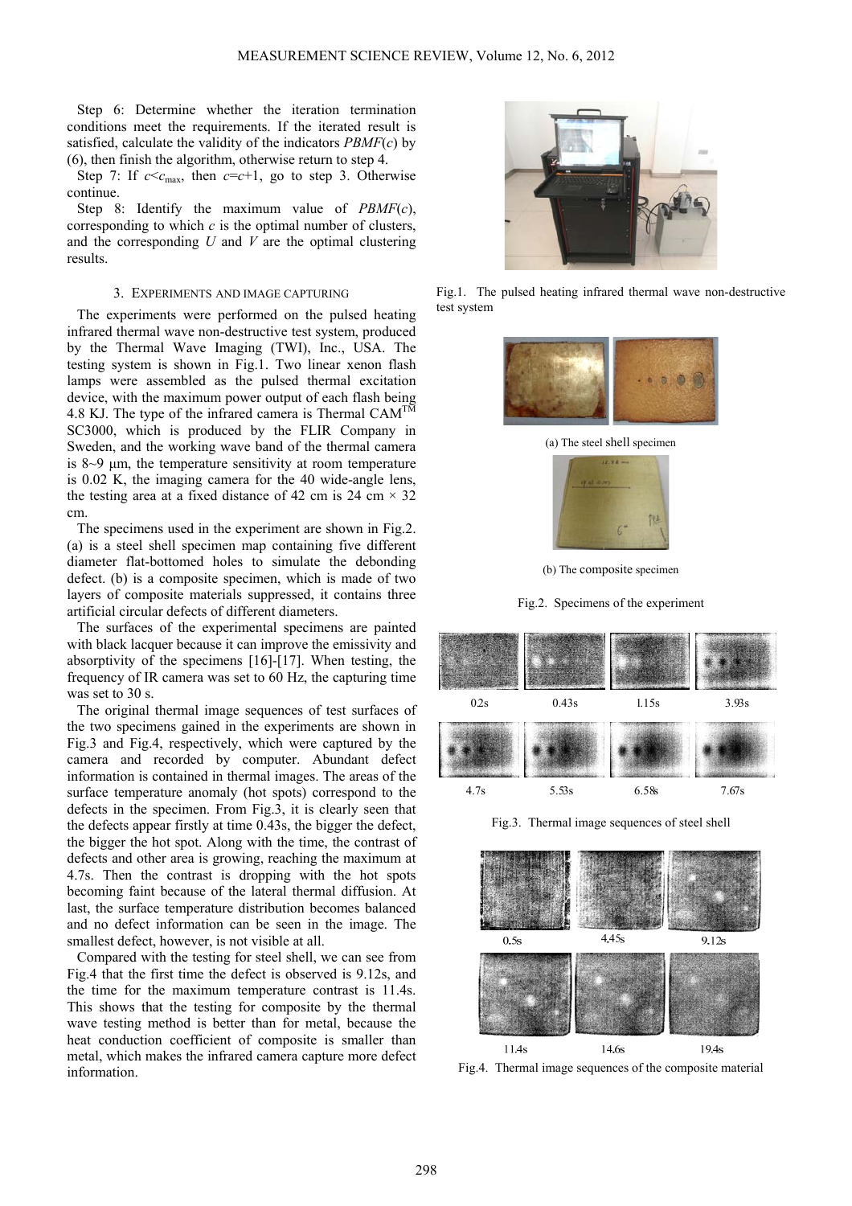Step 6: Determine whether the iteration termination conditions meet the requirements. If the iterated result is satisfied, calculate the validity of the indicators $PBMF(c)$ by (6), then finish the algorithm, otherwise return to step 4.

Step 7: If $c<c_{max}$, then $c=c+1$, go to step 3. Otherwise continue.

Step 8: Identify the maximum value of $PBMF(c)$, corresponding to which $c$ is the optimal number of clusters, and the corresponding $U$ and $V$ are the optimal clustering results.

## 3. EXPERIMENTS AND IMAGE CAPTURING

The experiments were performed on the pulsed heating infrared thermal wave non-destructive test system, produced by the Thermal Wave Imaging (TWI), Inc., USA. The testing system is shown in Fig.1. Two linear xenon flash lamps were assembled as the pulsed thermal excitation device, with the maximum power output of each flash being 4.8 KJ. The type of the infrared camera is Thermal CAM[TM] SC3000, which is produced by the FLIR Company in Sweden, and the working wave band of the thermal camera is 8~9 μm, the temperature sensitivity at room temperature is 0.02 K, the imaging camera for the 40 wide-angle lens, the testing area at a fixed distance of 42 cm is 24 cm × 32 cm.

The specimens used in the experiment are shown in Fig.2. (a) is a steel shell specimen map containing five different diameter flat-bottomed holes to simulate the debonding defect. (b) is a composite specimen, which is made of two layers of composite materials suppressed, it contains three artificial circular defects of different diameters.

The surfaces of the experimental specimens are painted with black lacquer because it can improve the emissivity and absorptivity of the specimens [16]-[17]. When testing, the frequency of IR camera was set to 60 Hz, the capturing time was set to 30 s.

The original thermal image sequences of test surfaces of the two specimens gained in the experiments are shown in Fig.3 and Fig.4, respectively, which were captured by the camera and recorded by computer. Abundant defect information is contained in thermal images. The areas of the surface temperature anomaly (hot spots) correspond to the defects in the specimen. From Fig.3, it is clearly seen that the defects appear firstly at time 0.43s, the bigger the defect, the bigger the hot spot. Along with the time, the contrast of defects and other area is growing, reaching the maximum at 4.7s. Then the contrast is dropping with the hot spots becoming faint because of the lateral thermal diffusion. At last, the surface temperature distribution becomes balanced and no defect information can be seen in the image. The smallest defect, however, is not visible at all.

Compared with the testing for steel shell, we can see from Fig.4 that the first time the defect is observed is 9.12s, and the time for the maximum temperature contrast is 11.4s. This shows that the testing for composite by the thermal wave testing method is better than for metal, because the heat conduction coefficient of composite is smaller than metal, which makes the infrared camera capture more defect information.

Fig.1. The pulsed heating infrared thermal wave non-destructive test system

(a) The steel shell specimen

(b) The composite specimen

Fig.2. Specimens of the experiment

0.2s 0.43s 1.15s 3.93s 4.7s 5.53s 6.58s 7.67s

Fig.3. Thermal image sequences of steel shell

0.5s 4.45s 9.12s 11.4s 14.6s 19.4s

Fig.4. Thermal image sequences of the composite material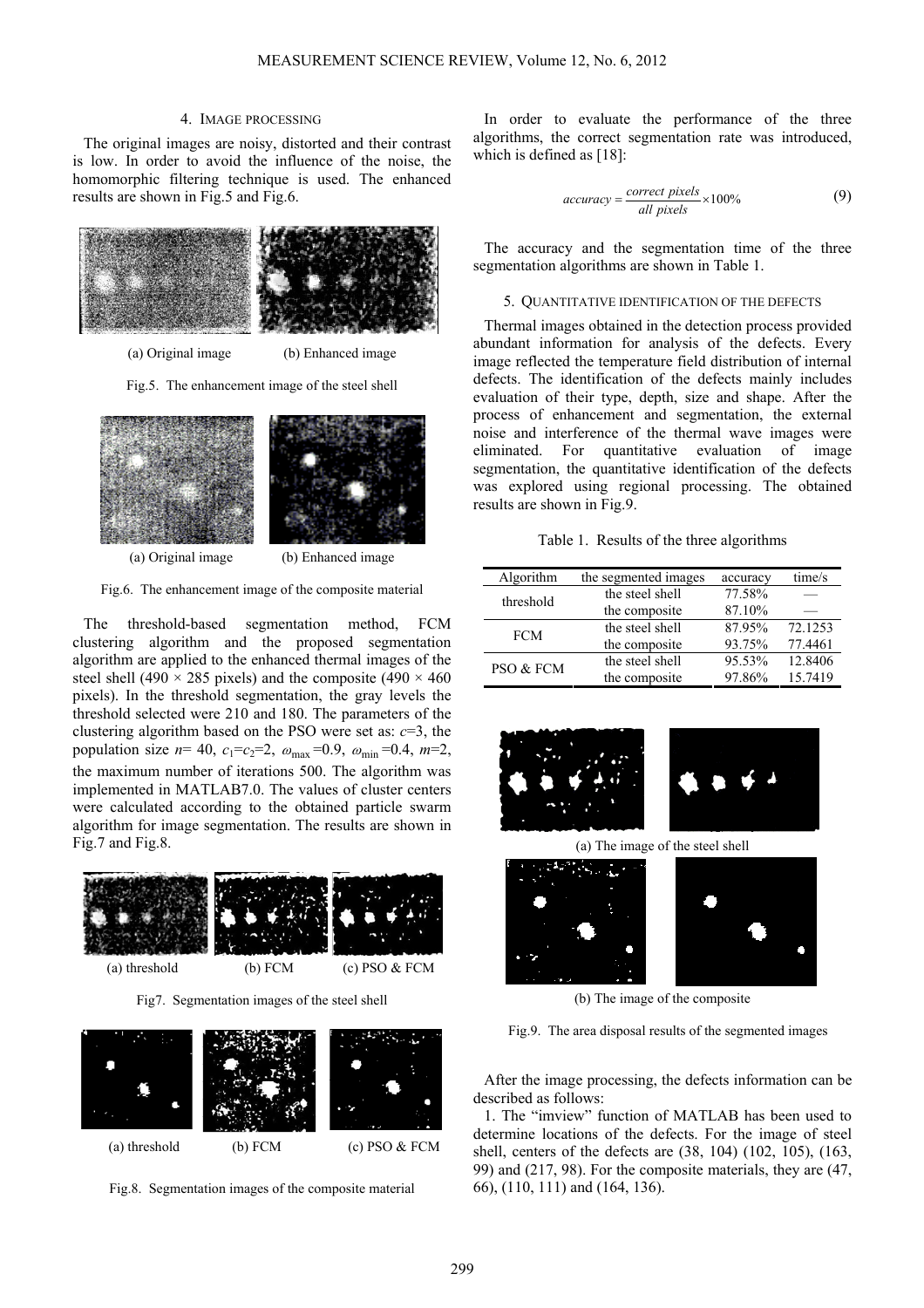## 4. IMAGE PROCESSING

The original images are noisy, distorted and their contrast is low. In order to avoid the influence of the noise, the homomorphic filtering technique is used. The enhanced results are shown in Fig.5 and Fig.6.

(a) Original image (b) Enhanced image

Fig.5. The enhancement image of the steel shell

(a) Original image (b) Enhanced image

Fig.6. The enhancement image of the composite material

The threshold-based segmentation method, FCM clustering algorithm and the proposed segmentation algorithm are applied to the enhanced thermal images of the steel shell (490 × 285 pixels) and the composite (490 × 460 pixels). In the threshold segmentation, the gray levels the threshold selected were 210 and 180. The parameters of the clustering algorithm based on the PSO were set as: $c$=3, the population size $n$= 40, $c_1$=$c_2$=2, $\omega_{max}$ =0.9, $\omega_{min}$ =0.4, $m$=2, the maximum number of iterations 500. The algorithm was implemented in MATLAB7.0. The values of cluster centers were calculated according to the obtained particle swarm algorithm for image segmentation. The results are shown in Fig.7 and Fig.8.

(a) threshold (b) FCM (c) PSO & FCM

Fig7. Segmentation images of the steel shell

(a) threshold (b) FCM (c) PSO & FCM

Fig.8. Segmentation images of the composite material

In order to evaluate the performance of the three algorithms, the correct segmentation rate was introduced, which is defined as [18]:

$$accuracy = \frac{correct\ pixels}{all\ pixels} \times 100\% \tag{9}$$

The accuracy and the segmentation time of the three segmentation algorithms are shown in Table 1.

## 5. QUANTITATIVE IDENTIFICATION OF THE DEFECTS

Thermal images obtained in the detection process provided abundant information for analysis of the defects. Every image reflected the temperature field distribution of internal defects. The identification of the defects mainly includes evaluation of their type, depth, size and shape. After the process of enhancement and segmentation, the external noise and interference of the thermal wave images were eliminated. For quantitative evaluation of image segmentation, the quantitative identification of the defects was explored using regional processing. The obtained results are shown in Fig.9.

Table 1. Results of the three algorithms

| Algorithm | the segmented images | accuracy | time/s |
|---|---|---|---|
| threshold | the steel shell | 77.58% | — |
| | the composite | 87.10% | — |
| FCM | the steel shell | 87.95% | 72.1253 |
| | the composite | 93.75% | 77.4461 |
| PSO & FCM | the steel shell | 95.53% | 12.8406 |
| | the composite | 97.86% | 15.7419 |

(a) The image of the steel shell

(b) The image of the composite

Fig.9. The area disposal results of the segmented images

After the image processing, the defects information can be described as follows:

1. The "imview" function of MATLAB has been used to determine locations of the defects. For the image of steel shell, centers of the defects are (38, 104) (102, 105), (163, 99) and (217, 98). For the composite materials, they are (47, 66), (110, 111) and (164, 136).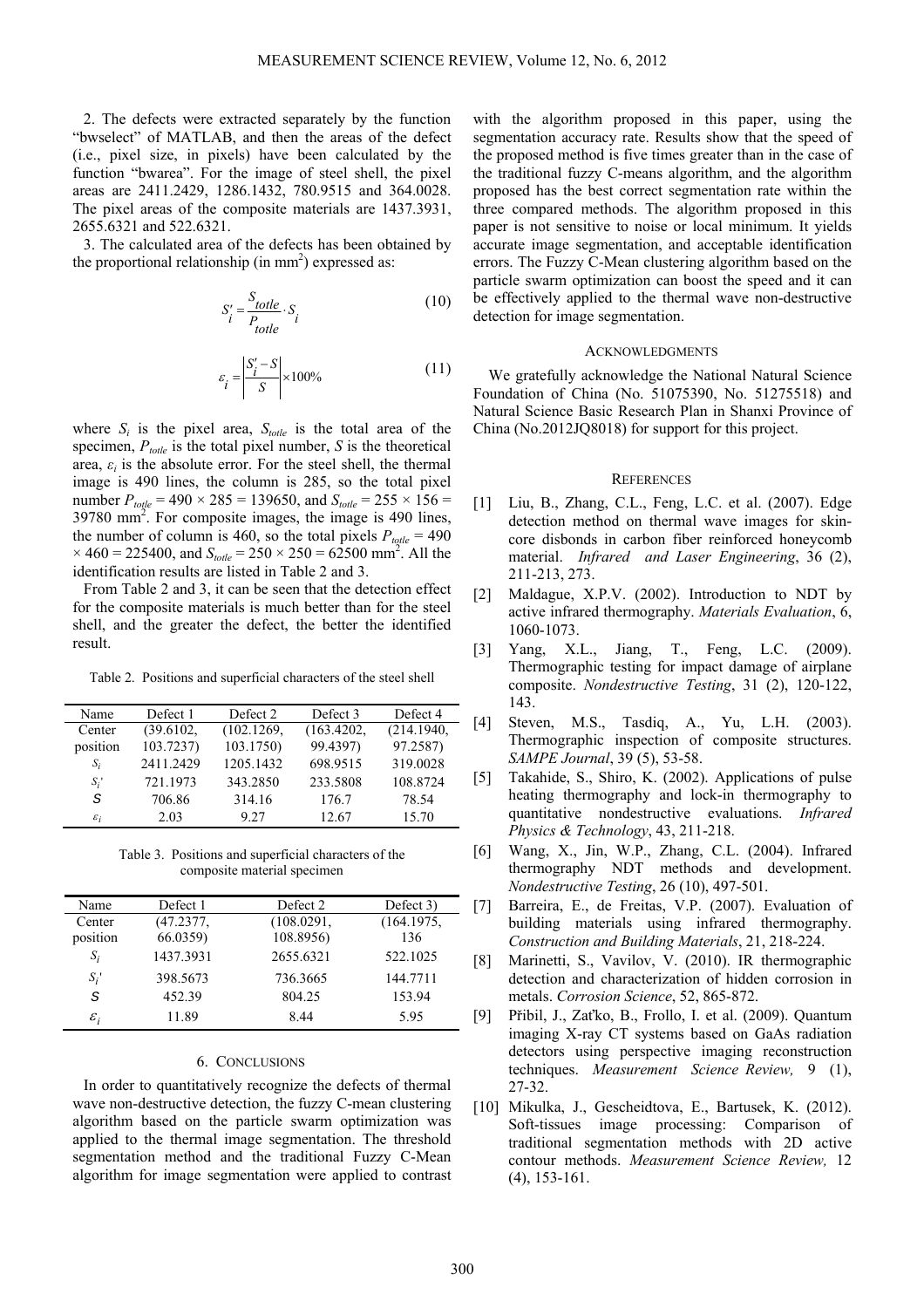2. The defects were extracted separately by the function "bwselect" of MATLAB, and then the areas of the defect (i.e., pixel size, in pixels) have been calculated by the function "bwarea". For the image of steel shell, the pixel areas are 2411.2429, 1286.1432, 780.9515 and 364.0028. The pixel areas of the composite materials are 1437.3931, 2655.6321 and 522.6321.

3. The calculated area of the defects has been obtained by the proportional relationship (in mm$^2$) expressed as:

$$S_i' = \frac{S_{totle}}{P_{totle}} \cdot S_i \tag{10}$$

$$\varepsilon_i = \left| \frac{S_i' - S}{S} \right| \times 100\% \tag{11}$$

where $S_i$ is the pixel area, $S_{totle}$ is the total area of the specimen, $P_{totle}$ is the total pixel number, $S$ is the theoretical area, $\varepsilon_i$ is the absolute error. For the steel shell, the thermal image is 490 lines, the column is 285, so the total pixel number $P_{totle} = 490 \times 285 = 139650$, and $S_{totle} = 255 \times 156 = 39780$ mm$^2$. For composite images, the image is 490 lines, the number of column is 460, so the total pixels $P_{totle} = 490 \times 460 = 225400$, and $S_{totle} = 250 \times 250 = 62500$ mm$^2$. All the identification results are listed in Table 2 and 3.

From Table 2 and 3, it can be seen that the detection effect for the composite materials is much better than for the steel shell, and the greater the defect, the better the identified result.

Table 2. Positions and superficial characters of the steel shell

| Name | Defect 1 | Defect 2 | Defect 3 | Defect 4 |
|---|---|---|---|---|
| Center position | (39.6102, 103.7237) | (102.1269, 103.1750) | (163.4202, 99.4397) | (214.1940, 97.2587) |
| $S_i$ | 2411.2429 | 1205.1432 | 698.9515 | 319.0028 |
| $S_i'$ | 721.1973 | 343.2850 | 233.5808 | 108.8724 |
| $S$ | 706.86 | 314.16 | 176.7 | 78.54 |
| $\varepsilon_i$ | 2.03 | 9.27 | 12.67 | 15.70 |

Table 3. Positions and superficial characters of the composite material specimen

| Name | Defect 1 | Defect 2 | Defect 3) |
|---|---|---|---|
| Center position | (47.2377, 66.0359) | (108.0291, 108.8956) | (164.1975, 136 |
| $S_i$ | 1437.3931 | 2655.6321 | 522.1025 |
| $S_i'$ | 398.5673 | 736.3665 | 144.7711 |
| $S$ | 452.39 | 804.25 | 153.94 |
| $\varepsilon_i$ | 11.89 | 8.44 | 5.95 |

## 6. CONCLUSIONS

In order to quantitatively recognize the defects of thermal wave non-destructive detection, the fuzzy C-mean clustering algorithm based on the particle swarm optimization was applied to the thermal image segmentation. The threshold segmentation method and the traditional Fuzzy C-Mean algorithm for image segmentation were applied to contrast with the algorithm proposed in this paper, using the segmentation accuracy rate. Results show that the speed of the proposed method is five times greater than in the case of the traditional fuzzy C-means algorithm, and the algorithm proposed has the best correct segmentation rate within the three compared methods. The algorithm proposed in this paper is not sensitive to noise or local minimum. It yields accurate image segmentation, and acceptable identification errors. The Fuzzy C-Mean clustering algorithm based on the particle swarm optimization can boost the speed and it can be effectively applied to the thermal wave non-destructive detection for image segmentation.

## ACKNOWLEDGMENTS

We gratefully acknowledge the National Natural Science Foundation of China (No. 51075390, No. 51275518) and Natural Science Basic Research Plan in Shanxi Province of China (No.2012JQ8018) for support for this project.

## REFERENCES

[1] Liu, B., Zhang, C.L., Feng, L.C. et al. (2007). Edge detection method on thermal wave images for skin-core disbonds in carbon fiber reinforced honeycomb material. *Infrared and Laser Engineering*, 36 (2), 211-213, 273.

[2] Maldague, X.P.V. (2002). Introduction to NDT by active infrared thermography. *Materials Evaluation*, 6, 1060-1073.

[3] Yang, X.L., Jiang, T., Feng, L.C. (2009). Thermographic testing for impact damage of airplane composite. *Nondestructive Testing*, 31 (2), 120-122, 143.

[4] Steven, M.S., Tasdiq, A., Yu, L.H. (2003). Thermographic inspection of composite structures. *SAMPE Journal*, 39 (5), 53-58.

[5] Takahide, S., Shiro, K. (2002). Applications of pulse heating thermography and lock-in thermography to quantitative nondestructive evaluations. *Infrared Physics & Technology*, 43, 211-218.

[6] Wang, X., Jin, W.P., Zhang, C.L. (2004). Infrared thermography NDT methods and development. *Nondestructive Testing*, 26 (10), 497-501.

[7] Barreira, E., de Freitas, V.P. (2007). Evaluation of building materials using infrared thermography. *Construction and Building Materials*, 21, 218-224.

[8] Marinetti, S., Vavilov, V. (2010). IR thermographic detection and characterization of hidden corrosion in metals. *Corrosion Science*, 52, 865-872.

[9] Přibil, J., Zaťko, B., Frollo, I. et al. (2009). Quantum imaging X-ray CT systems based on GaAs radiation detectors using perspective imaging reconstruction techniques. *Measurement Science Review,* 9 (1), 27-32.

[10] Mikulka, J., Gescheidtova, E., Bartusek, K. (2012). Soft-tissues image processing: Comparison of traditional segmentation methods with 2D active contour methods. *Measurement Science Review,* 12 (4), 153-161.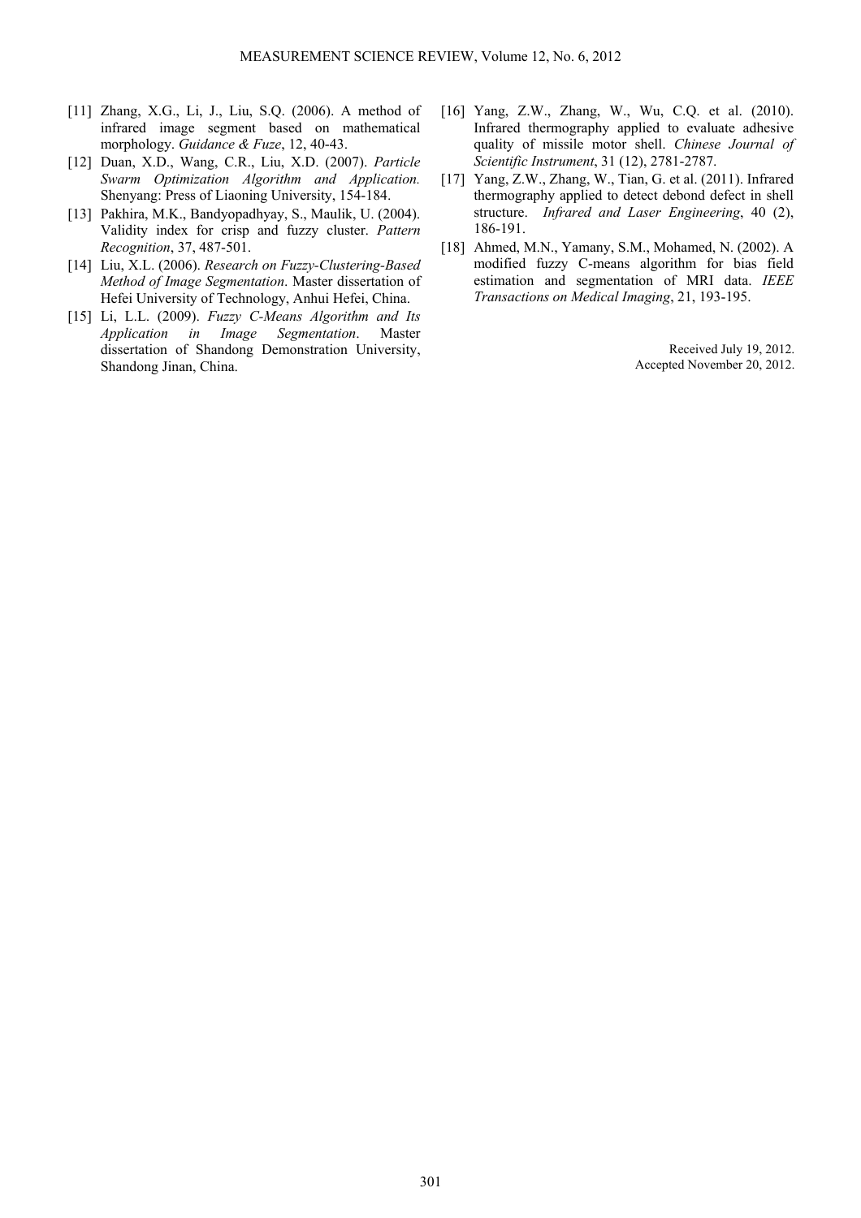[11] Zhang, X.G., Li, J., Liu, S.Q. (2006). A method of infrared image segment based on mathematical morphology. *Guidance & Fuze*, 12, 40-43.

[12] Duan, X.D., Wang, C.R., Liu, X.D. (2007). *Particle Swarm Optimization Algorithm and Application.* Shenyang: Press of Liaoning University, 154-184.

[13] Pakhira, M.K., Bandyopadhyay, S., Maulik, U. (2004). Validity index for crisp and fuzzy cluster. *Pattern Recognition*, 37, 487-501.

[14] Liu, X.L. (2006). *Research on Fuzzy-Clustering-Based Method of Image Segmentation*. Master dissertation of Hefei University of Technology, Anhui Hefei, China.

[15] Li, L.L. (2009). *Fuzzy C-Means Algorithm and Its Application in Image Segmentation*. Master dissertation of Shandong Demonstration University, Shandong Jinan, China.

[16] Yang, Z.W., Zhang, W., Wu, C.Q. et al. (2010). Infrared thermography applied to evaluate adhesive quality of missile motor shell. *Chinese Journal of Scientific Instrument*, 31 (12), 2781-2787.

[17] Yang, Z.W., Zhang, W., Tian, G. et al. (2011). Infrared thermography applied to detect debond defect in shell structure. *Infrared and Laser Engineering*, 40 (2), 186-191.

[18] Ahmed, M.N., Yamany, S.M., Mohamed, N. (2002). A modified fuzzy C-means algorithm for bias field estimation and segmentation of MRI data. *IEEE Transactions on Medical Imaging*, 21, 193-195.

Received July 19, 2012.
Accepted November 20, 2012.